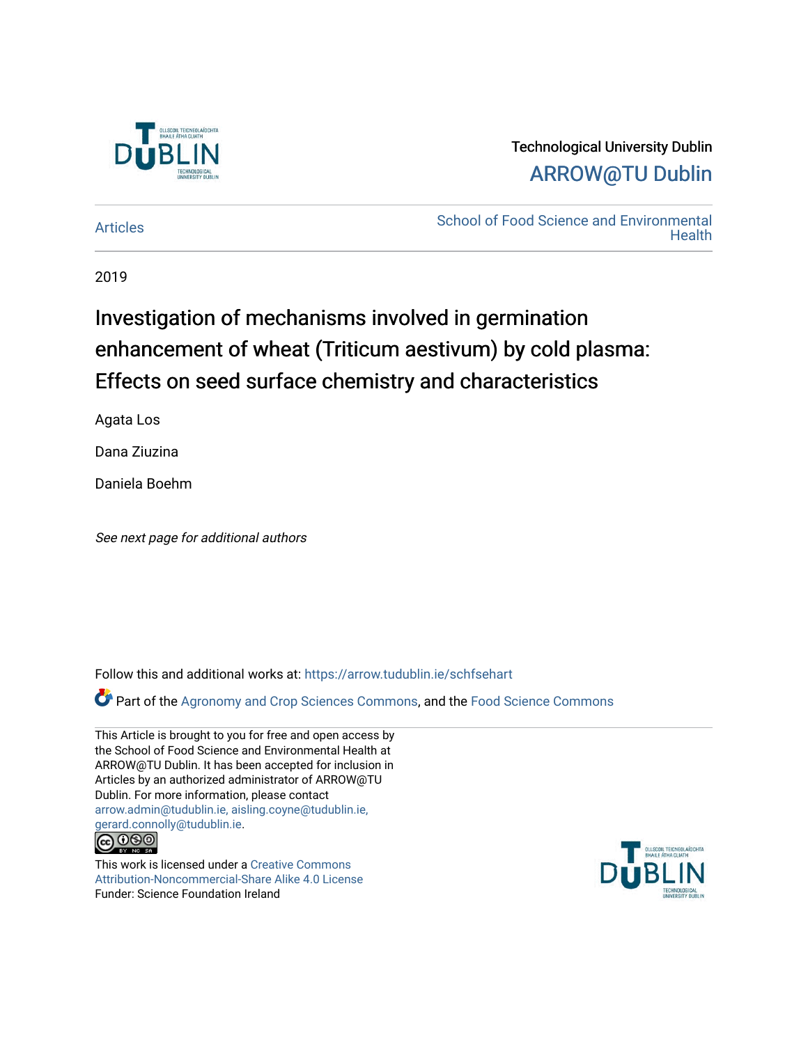Technological University Dublin

ARROW@TU Dublin

Articles

School of Food Science and Environmental Health

2019

# Investigation of mechanisms involved in germination enhancement of wheat (Triticum aestivum) by cold plasma: Effects on seed surface chemistry and characteristics

Agata Los

Dana Ziuzina

Daniela Boehm

*See next page for additional authors*

Follow this and additional works at: https://arrow.tudublin.ie/schfsehart

Part of the Agronomy and Crop Sciences Commons, and the Food Science Commons

This Article is brought to you for free and open access by the School of Food Science and Environmental Health at ARROW@TU Dublin. It has been accepted for inclusion in Articles by an authorized administrator of ARROW@TU Dublin. For more information, please contact arrow.admin@tudublin.ie, aisling.coyne@tudublin.ie, gerard.connolly@tudublin.ie.

This work is licensed under a Creative Commons Attribution-Noncommercial-Share Alike 4.0 License

Funder: Science Foundation Ireland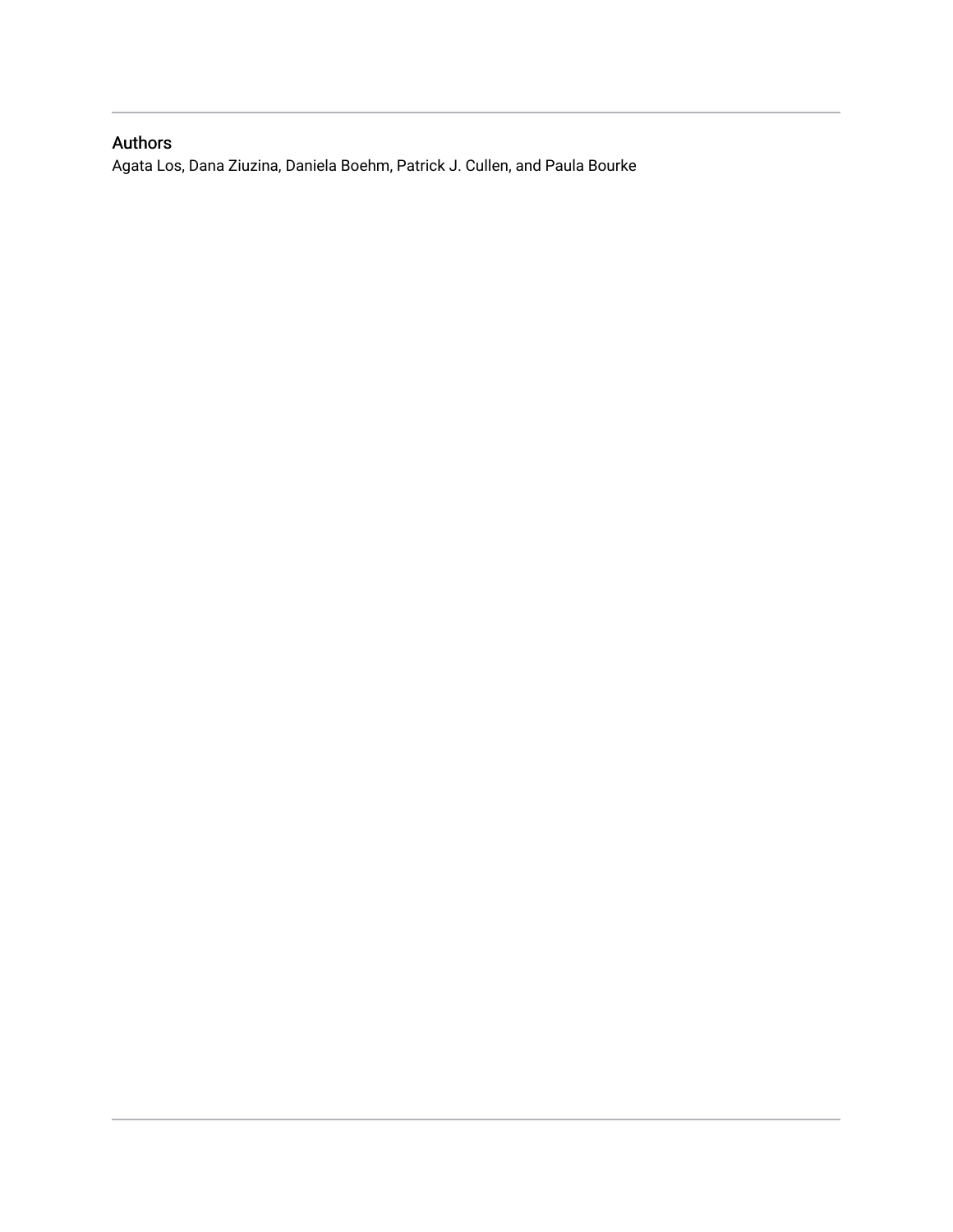## Authors

Agata Los, Dana Ziuzina, Daniela Boehm, Patrick J. Cullen, and Paula Bourke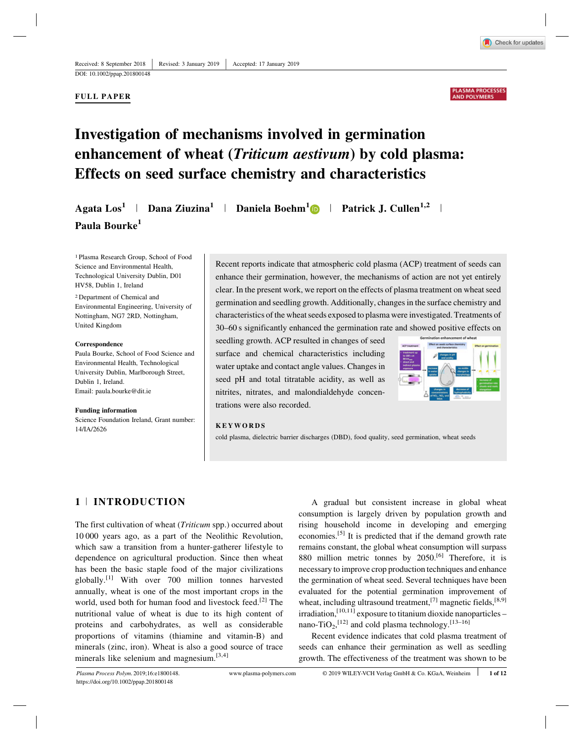Received: 8 September 2018 | Revised: 3 January 2019 | Accepted: 17 January 2019

DOI: 10.1002/ppap.201800148

**FULL PAPER**

# Investigation of mechanisms involved in germination enhancement of wheat (*Triticum aestivum*) by cold plasma: Effects on seed surface chemistry and characteristics

**Agata Los**[1] | **Dana Ziuzina**[1] | **Daniela Boehm**[1] | **Patrick J. Cullen**[1,2] | **Paula Bourke**[1]

[1] Plasma Research Group, School of Food Science and Environmental Health, Technological University Dublin, D01 HV58, Dublin 1, Ireland

[2] Department of Chemical and Environmental Engineering, University of Nottingham, NG7 2RD, Nottingham, United Kingdom

**Correspondence**
Paula Bourke, School of Food Science and Environmental Health, Technological University Dublin, Marlborough Street, Dublin 1, Ireland.
Email: paula.bourke@dit.ie

**Funding information**
Science Foundation Ireland, Grant number: 14/IA/2626

Recent reports indicate that atmospheric cold plasma (ACP) treatment of seeds can enhance their germination, however, the mechanisms of action are not yet entirely clear. In the present work, we report on the effects of plasma treatment on wheat seed germination and seedling growth. Additionally, changes in the surface chemistry and characteristics of the wheat seeds exposed to plasma were investigated. Treatments of 30–60 s significantly enhanced the germination rate and showed positive effects on seedling growth. ACP resulted in changes of seed surface and chemical characteristics including water uptake and contact angle values. Changes in seed pH and total titratable acidity, as well as nitrites, nitrates, and malondialdehyde concentrations were also recorded.

**KEYWORDS**

cold plasma, dielectric barrier discharges (DBD), food quality, seed germination, wheat seeds

## 1 | INTRODUCTION

The first cultivation of wheat (*Triticum* spp.) occurred about 10 000 years ago, as a part of the Neolithic Revolution, which saw a transition from a hunter-gatherer lifestyle to dependence on agricultural production. Since then wheat has been the basic staple food of the major civilizations globally.[1] With over 700 million tonnes harvested annually, wheat is one of the most important crops in the world, used both for human food and livestock feed.[2] The nutritional value of wheat is due to its high content of proteins and carbohydrates, as well as considerable proportions of vitamins (thiamine and vitamin-B) and minerals (zinc, iron). Wheat is also a good source of trace minerals like selenium and magnesium.[3,4]

A gradual but consistent increase in global wheat consumption is largely driven by population growth and rising household income in developing and emerging economies.[5] It is predicted that if the demand growth rate remains constant, the global wheat consumption will surpass 880 million metric tonnes by 2050.[6] Therefore, it is necessary to improve crop production techniques and enhance the germination of wheat seed. Several techniques have been evaluated for the potential germination improvement of wheat, including ultrasound treatment,[7] magnetic fields,[8,9] irradiation,[10,11] exposure to titanium dioxide nanoparticles – nano-$TiO_2$,[12] and cold plasma technology.[13–16]

Recent evidence indicates that cold plasma treatment of seeds can enhance their germination as well as seedling growth. The effectiveness of the treatment was shown to be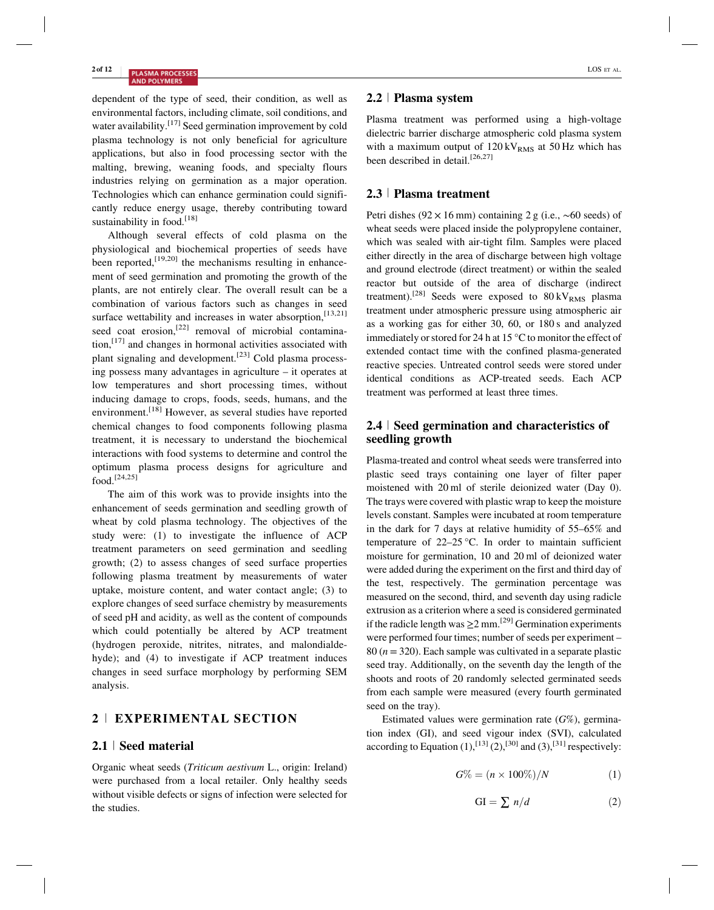dependent of the type of seed, their condition, as well as environmental factors, including climate, soil conditions, and water availability.[17] Seed germination improvement by cold plasma technology is not only beneficial for agriculture applications, but also in food processing sector with the malting, brewing, weaning foods, and specialty flours industries relying on germination as a major operation. Technologies which can enhance germination could significantly reduce energy usage, thereby contributing toward sustainability in food.[18]

Although several effects of cold plasma on the physiological and biochemical properties of seeds have been reported,[19,20] the mechanisms resulting in enhancement of seed germination and promoting the growth of the plants, are not entirely clear. The overall result can be a combination of various factors such as changes in seed surface wettability and increases in water absorption,[13,21] seed coat erosion,[22] removal of microbial contamination,[17] and changes in hormonal activities associated with plant signaling and development.[23] Cold plasma processing possess many advantages in agriculture – it operates at low temperatures and short processing times, without inducing damage to crops, foods, seeds, humans, and the environment.[18] However, as several studies have reported chemical changes to food components following plasma treatment, it is necessary to understand the biochemical interactions with food systems to determine and control the optimum plasma process designs for agriculture and food.[24,25]

The aim of this work was to provide insights into the enhancement of seeds germination and seedling growth of wheat by cold plasma technology. The objectives of the study were: (1) to investigate the influence of ACP treatment parameters on seed germination and seedling growth; (2) to assess changes of seed surface properties following plasma treatment by measurements of water uptake, moisture content, and water contact angle; (3) to explore changes of seed surface chemistry by measurements of seed pH and acidity, as well as the content of compounds which could potentially be altered by ACP treatment (hydrogen peroxide, nitrites, nitrates, and malondialdehyde); and (4) to investigate if ACP treatment induces changes in seed surface morphology by performing SEM analysis.

## 2 | EXPERIMENTAL SECTION

### 2.1 | Seed material

Organic wheat seeds (*Triticum aestivum* L., origin: Ireland) were purchased from a local retailer. Only healthy seeds without visible defects or signs of infection were selected for the studies.

### 2.2 | Plasma system

Plasma treatment was performed using a high-voltage dielectric barrier discharge atmospheric cold plasma system with a maximum output of $120\,kV_{RMS}$ at 50 Hz which has been described in detail.[26,27]

### 2.3 | Plasma treatment

Petri dishes (92 × 16 mm) containing 2 g (i.e., ~60 seeds) of wheat seeds were placed inside the polypropylene container, which was sealed with air-tight film. Samples were placed either directly in the area of discharge between high voltage and ground electrode (direct treatment) or within the sealed reactor but outside of the area of discharge (indirect treatment).[28] Seeds were exposed to $80\,kV_{RMS}$ plasma treatment under atmospheric pressure using atmospheric air as a working gas for either 30, 60, or 180 s and analyzed immediately or stored for 24 h at 15 °C to monitor the effect of extended contact time with the confined plasma-generated reactive species. Untreated control seeds were stored under identical conditions as ACP-treated seeds. Each ACP treatment was performed at least three times.

### 2.4 | Seed germination and characteristics of seedling growth

Plasma-treated and control wheat seeds were transferred into plastic seed trays containing one layer of filter paper moistened with 20 ml of sterile deionized water (Day 0). The trays were covered with plastic wrap to keep the moisture levels constant. Samples were incubated at room temperature in the dark for 7 days at relative humidity of 55–65% and temperature of 22–25 °C. In order to maintain sufficient moisture for germination, 10 and 20 ml of deionized water were added during the experiment on the first and third day of the test, respectively. The germination percentage was measured on the second, third, and seventh day using radicle extrusion as a criterion where a seed is considered germinated if the radicle length was ≥2 mm.[29] Germination experiments were performed four times; number of seeds per experiment – 80 ($n = 320$). Each sample was cultivated in a separate plastic seed tray. Additionally, on the seventh day the length of the shoots and roots of 20 randomly selected germinated seeds from each sample were measured (every fourth germinated seed on the tray).

Estimated values were germination rate ($G\%$), germination index (GI), and seed vigour index (SVI), calculated according to Equation (1),[13] (2),[30] and (3),[31] respectively:

$$G\% = (n \times 100\%)/N \tag{1}$$

$$\mathrm{GI} = \sum n/d \tag{2}$$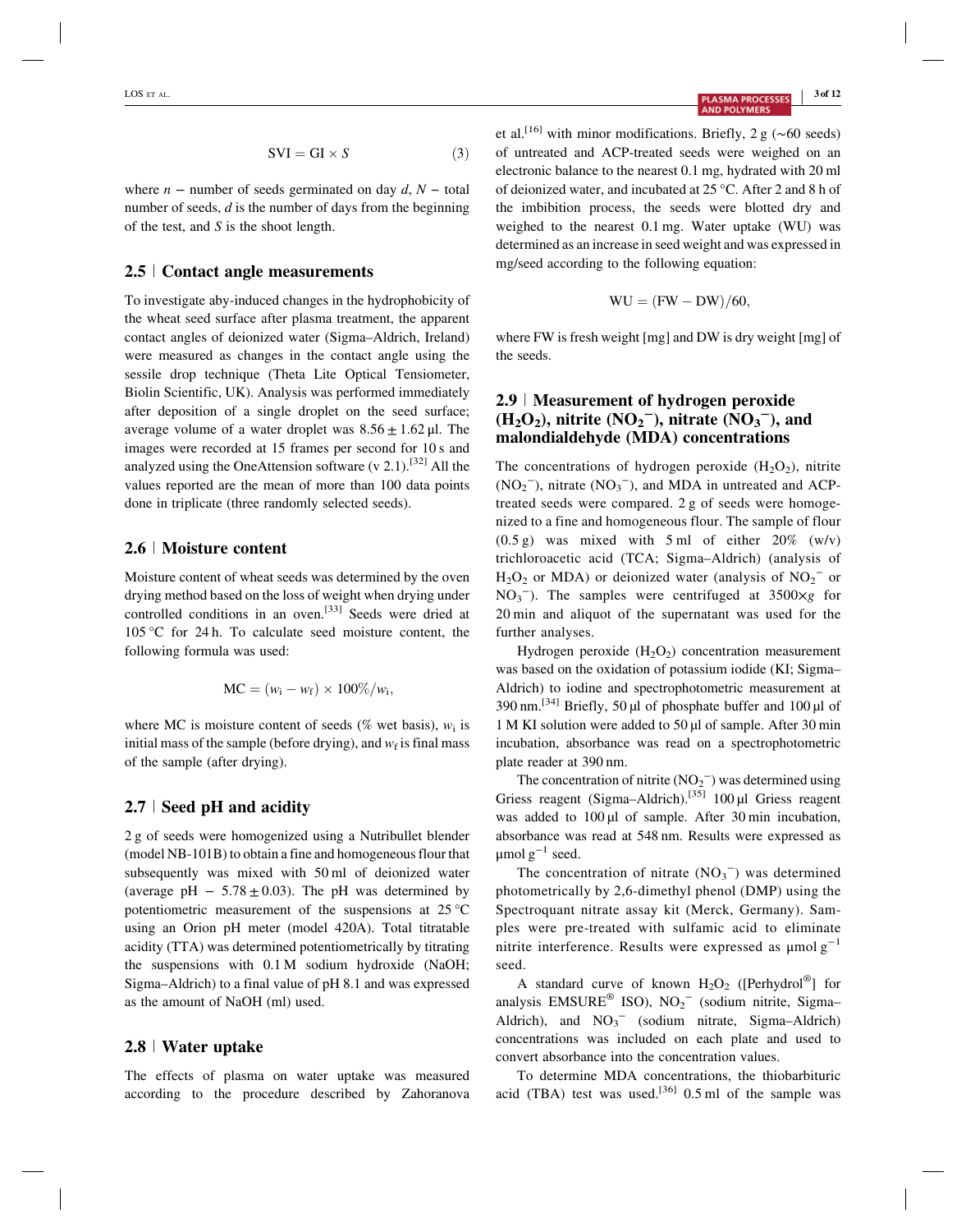$$\mathrm{SVI} = \mathrm{GI} \times S \tag{3}$$

where $n$ − number of seeds germinated on day $d$, $N$ − total number of seeds, $d$ is the number of days from the beginning of the test, and $S$ is the shoot length.

## 2.5 | Contact angle measurements

To investigate aby-induced changes in the hydrophobicity of the wheat seed surface after plasma treatment, the apparent contact angles of deionized water (Sigma–Aldrich, Ireland) were measured as changes in the contact angle using the sessile drop technique (Theta Lite Optical Tensiometer, Biolin Scientific, UK). Analysis was performed immediately after deposition of a single droplet on the seed surface; average volume of a water droplet was $8.56 \pm 1.62$ µl. The images were recorded at 15 frames per second for 10 s and analyzed using the OneAttension software (v 2.1).[32] All the values reported are the mean of more than 100 data points done in triplicate (three randomly selected seeds).

## 2.6 | Moisture content

Moisture content of wheat seeds was determined by the oven drying method based on the loss of weight when drying under controlled conditions in an oven.[33] Seeds were dried at 105 °C for 24 h. To calculate seed moisture content, the following formula was used:

$$\mathrm{MC} = (w_\mathrm{i} - w_\mathrm{f}) \times 100\%/w_\mathrm{i},$$

where MC is moisture content of seeds (% wet basis), $w_\mathrm{i}$ is initial mass of the sample (before drying), and $w_\mathrm{f}$ is final mass of the sample (after drying).

## 2.7 | Seed pH and acidity

2 g of seeds were homogenized using a Nutribullet blender (model NB-101B) to obtain a fine and homogeneous flour that subsequently was mixed with 50 ml of deionized water (average pH − $5.78 \pm 0.03$). The pH was determined by potentiometric measurement of the suspensions at 25 °C using an Orion pH meter (model 420A). Total titratable acidity (TTA) was determined potentiometrically by titrating the suspensions with 0.1 M sodium hydroxide (NaOH; Sigma–Aldrich) to a final value of pH 8.1 and was expressed as the amount of NaOH (ml) used.

## 2.8 | Water uptake

The effects of plasma on water uptake was measured according to the procedure described by Zahoranova et al.[16] with minor modifications. Briefly, 2 g (~60 seeds) of untreated and ACP-treated seeds were weighed on an electronic balance to the nearest 0.1 mg, hydrated with 20 ml of deionized water, and incubated at 25 °C. After 2 and 8 h of the imbibition process, the seeds were blotted dry and weighed to the nearest 0.1 mg. Water uptake (WU) was determined as an increase in seed weight and was expressed in mg/seed according to the following equation:

$$\mathrm{WU} = (\mathrm{FW} - \mathrm{DW})/60,$$

where FW is fresh weight [mg] and DW is dry weight [mg] of the seeds.

## 2.9 | Measurement of hydrogen peroxide ($H_2O_2$), nitrite ($NO_2^-$), nitrate ($NO_3^-$), and malondialdehyde (MDA) concentrations

The concentrations of hydrogen peroxide ($H_2O_2$), nitrite ($NO_2^-$), nitrate ($NO_3^-$), and MDA in untreated and ACP-treated seeds were compared. 2 g of seeds were homogenized to a fine and homogeneous flour. The sample of flour (0.5 g) was mixed with 5 ml of either 20% (w/v) trichloroacetic acid (TCA; Sigma–Aldrich) (analysis of $H_2O_2$ or MDA) or deionized water (analysis of $NO_2^-$ or $NO_3^-$). The samples were centrifuged at 3500×$g$ for 20 min and aliquot of the supernatant was used for the further analyses.

Hydrogen peroxide ($H_2O_2$) concentration measurement was based on the oxidation of potassium iodide (KI; Sigma–Aldrich) to iodine and spectrophotometric measurement at 390 nm.[34] Briefly, 50 µl of phosphate buffer and 100 µl of 1 M KI solution were added to 50 µl of sample. After 30 min incubation, absorbance was read on a spectrophotometric plate reader at 390 nm.

The concentration of nitrite ($NO_2^-$) was determined using Griess reagent (Sigma–Aldrich).[35] 100 µl Griess reagent was added to 100 µl of sample. After 30 min incubation, absorbance was read at 548 nm. Results were expressed as $\mu\mathrm{mol\,g^{-1}}$ seed.

The concentration of nitrate ($NO_3^-$) was determined photometrically by 2,6-dimethyl phenol (DMP) using the Spectroquant nitrate assay kit (Merck, Germany). Samples were pre-treated with sulfamic acid to eliminate nitrite interference. Results were expressed as $\mu\mathrm{mol\,g^{-1}}$ seed.

A standard curve of known $H_2O_2$ ([Perhydrol®] for analysis EMSURE® ISO), $NO_2^-$ (sodium nitrite, Sigma–Aldrich), and $NO_3^-$ (sodium nitrate, Sigma–Aldrich) concentrations was included on each plate and used to convert absorbance into the concentration values.

To determine MDA concentrations, the thiobarbituric acid (TBA) test was used.[36] 0.5 ml of the sample was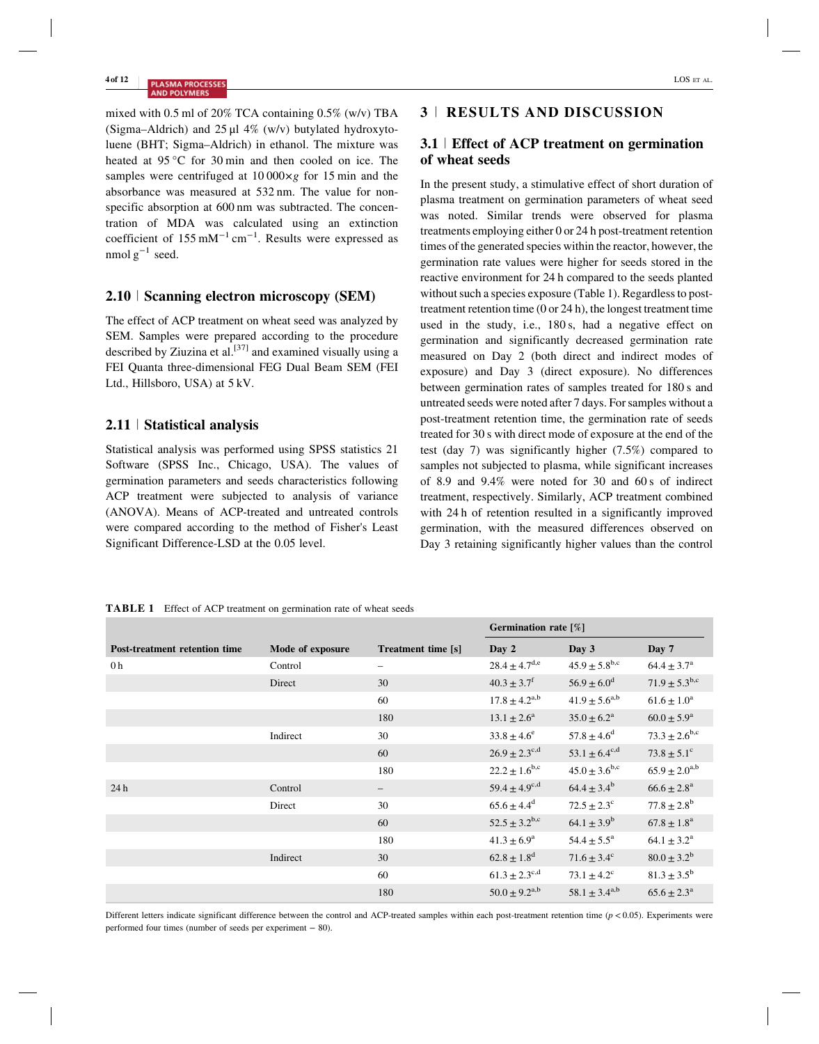mixed with 0.5 ml of 20% TCA containing 0.5% (w/v) TBA (Sigma–Aldrich) and 25 µl 4% (w/v) butylated hydroxytoluene (BHT; Sigma–Aldrich) in ethanol. The mixture was heated at 95 °C for 30 min and then cooled on ice. The samples were centrifuged at 10 000×$g$ for 15 min and the absorbance was measured at 532 nm. The value for non-specific absorption at 600 nm was subtracted. The concentration of MDA was calculated using an extinction coefficient of 155 $mM^{-1} cm^{-1}$. Results were expressed as nmol $g^{-1}$ seed.

### 2.10 | Scanning electron microscopy (SEM)

The effect of ACP treatment on wheat seed was analyzed by SEM. Samples were prepared according to the procedure described by Ziuzina et al.[37] and examined visually using a FEI Quanta three-dimensional FEG Dual Beam SEM (FEI Ltd., Hillsboro, USA) at 5 kV.

### 2.11 | Statistical analysis

Statistical analysis was performed using SPSS statistics 21 Software (SPSS Inc., Chicago, USA). The values of germination parameters and seeds characteristics following ACP treatment were subjected to analysis of variance (ANOVA). Means of ACP-treated and untreated controls were compared according to the method of Fisher's Least Significant Difference-LSD at the 0.05 level.

## 3 | RESULTS AND DISCUSSION

### 3.1 | Effect of ACP treatment on germination of wheat seeds

In the present study, a stimulative effect of short duration of plasma treatment on germination parameters of wheat seed was noted. Similar trends were observed for plasma treatments employing either 0 or 24 h post-treatment retention times of the generated species within the reactor, however, the germination rate values were higher for seeds stored in the reactive environment for 24 h compared to the seeds planted without such a species exposure (Table 1). Regardless to post-treatment retention time (0 or 24 h), the longest treatment time used in the study, i.e., 180 s, had a negative effect on germination and significantly decreased germination rate measured on Day 2 (both direct and indirect modes of exposure) and Day 3 (direct exposure). No differences between germination rates of samples treated for 180 s and untreated seeds were noted after 7 days. For samples without a post-treatment retention time, the germination rate of seeds treated for 30 s with direct mode of exposure at the end of the test (day 7) was significantly higher (7.5%) compared to samples not subjected to plasma, while significant increases of 8.9 and 9.4% were noted for 30 and 60 s of indirect treatment, respectively. Similarly, ACP treatment combined with 24 h of retention resulted in a significantly improved germination, with the measured differences observed on Day 3 retaining significantly higher values than the control

**TABLE 1** Effect of ACP treatment on germination rate of wheat seeds

| | | | Germination rate [%] | | |
|---|---|---|---|---|---|
| **Post-treatment retention time** | **Mode of exposure** | **Treatment time [s]** | **Day 2** | **Day 3** | **Day 7** |
| 0 h | Control | – | $28.4 \pm 4.7^{d,e}$ | $45.9 \pm 5.8^{b,c}$ | $64.4 \pm 3.7^{a}$ |
| | Direct | 30 | $40.3 \pm 3.7^{f}$ | $56.9 \pm 6.0^{d}$ | $71.9 \pm 5.3^{b,c}$ |
| | | 60 | $17.8 \pm 4.2^{a,b}$ | $41.9 \pm 5.6^{a,b}$ | $61.6 \pm 1.0^{a}$ |
| | | 180 | $13.1 \pm 2.6^{a}$ | $35.0 \pm 6.2^{a}$ | $60.0 \pm 5.9^{a}$ |
| | Indirect | 30 | $33.8 \pm 4.6^{e}$ | $57.8 \pm 4.6^{d}$ | $73.3 \pm 2.6^{b,c}$ |
| | | 60 | $26.9 \pm 2.3^{c,d}$ | $53.1 \pm 6.4^{c,d}$ | $73.8 \pm 5.1^{c}$ |
| | | 180 | $22.2 \pm 1.6^{b,c}$ | $45.0 \pm 3.6^{b,c}$ | $65.9 \pm 2.0^{a,b}$ |
| 24 h | Control | – | $59.4 \pm 4.9^{c,d}$ | $64.4 \pm 3.4^{b}$ | $66.6 \pm 2.8^{a}$ |
| | Direct | 30 | $65.6 \pm 4.4^{d}$ | $72.5 \pm 2.3^{c}$ | $77.8 \pm 2.8^{b}$ |
| | | 60 | $52.5 \pm 3.2^{b,c}$ | $64.1 \pm 3.9^{b}$ | $67.8 \pm 1.8^{a}$ |
| | | 180 | $41.3 \pm 6.9^{a}$ | $54.4 \pm 5.5^{a}$ | $64.1 \pm 3.2^{a}$ |
| | Indirect | 30 | $62.8 \pm 1.8^{d}$ | $71.6 \pm 3.4^{c}$ | $80.0 \pm 3.2^{b}$ |
| | | 60 | $61.3 \pm 2.3^{c,d}$ | $73.1 \pm 4.2^{c}$ | $81.3 \pm 3.5^{b}$ |
| | | 180 | $50.0 \pm 9.2^{a,b}$ | $58.1 \pm 3.4^{a,b}$ | $65.6 \pm 2.3^{a}$ |

Different letters indicate significant difference between the control and ACP-treated samples within each post-treatment retention time ($p < 0.05$). Experiments were performed four times (number of seeds per experiment − 80).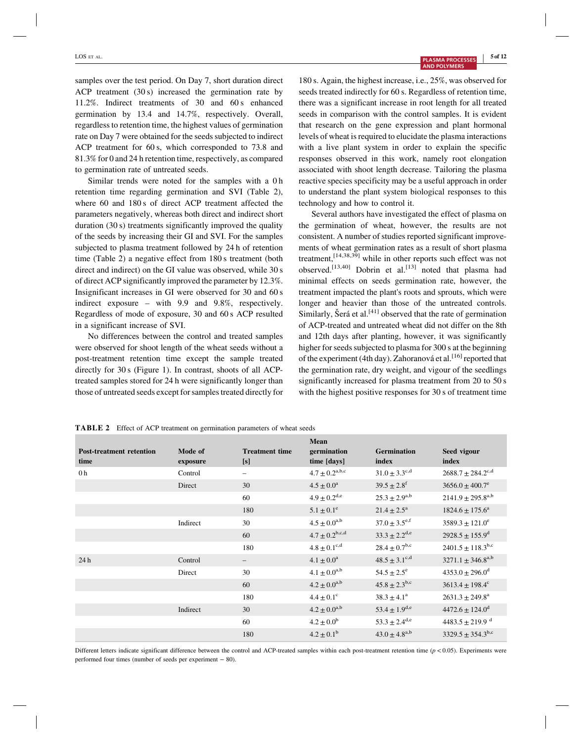samples over the test period. On Day 7, short duration direct ACP treatment (30 s) increased the germination rate by 11.2%. Indirect treatments of 30 and 60 s enhanced germination by 13.4 and 14.7%, respectively. Overall, regardless to retention time, the highest values of germination rate on Day 7 were obtained for the seeds subjected to indirect ACP treatment for 60 s, which corresponded to 73.8 and 81.3% for 0 and 24 h retention time, respectively, as compared to germination rate of untreated seeds.

Similar trends were noted for the samples with a 0 h retention time regarding germination and SVI (Table 2), where 60 and 180 s of direct ACP treatment affected the parameters negatively, whereas both direct and indirect short duration (30 s) treatments significantly improved the quality of the seeds by increasing their GI and SVI. For the samples subjected to plasma treatment followed by 24 h of retention time (Table 2) a negative effect from 180 s treatment (both direct and indirect) on the GI value was observed, while 30 s of direct ACP significantly improved the parameter by 12.3%. Insignificant increases in GI were observed for 30 and 60 s indirect exposure – with 9.9 and 9.8%, respectively. Regardless of mode of exposure, 30 and 60 s ACP resulted in a significant increase of SVI.

No differences between the control and treated samples were observed for shoot length of the wheat seeds without a post-treatment retention time except the sample treated directly for 30 s (Figure 1). In contrast, shoots of all ACP-treated samples stored for 24 h were significantly longer than those of untreated seeds except for samples treated directly for 180 s. Again, the highest increase, i.e., 25%, was observed for seeds treated indirectly for 60 s. Regardless of retention time, there was a significant increase in root length for all treated seeds in comparison with the control samples. It is evident that research on the gene expression and plant hormonal levels of wheat is required to elucidate the plasma interactions with a live plant system in order to explain the specific responses observed in this work, namely root elongation associated with shoot length decrease. Tailoring the plasma reactive species specificity may be a useful approach in order to understand the plant system biological responses to this technology and how to control it.

Several authors have investigated the effect of plasma on the germination of wheat, however, the results are not consistent. A number of studies reported significant improvements of wheat germination rates as a result of short plasma treatment,[14,38,39] while in other reports such effect was not observed.[13,40] Dobrin et al.[13] noted that plasma had minimal effects on seeds germination rate, however, the treatment impacted the plant's roots and sprouts, which were longer and heavier than those of the untreated controls. Similarly, Šerá et al.[41] observed that the rate of germination of ACP-treated and untreated wheat did not differ on the 8th and 12th days after planting, however, it was significantly higher for seeds subjected to plasma for 300 s at the beginning of the experiment (4th day). Zahoranová et al.[16] reported that the germination rate, dry weight, and vigour of the seedlings significantly increased for plasma treatment from 20 to 50 s with the highest positive responses for 30 s of treatment time

**TABLE 2** Effect of ACP treatment on germination parameters of wheat seeds

| Post-treatment retention time | Mode of exposure | Treatment time [s] | Mean germination time [days] | Germination index | Seed vigour index |
|---|---|---|---|---|---|
| 0 h | Control | – | $4.7 \pm 0.2^{a,b,c}$ | $31.0 \pm 3.3^{c,d}$ | $2688.7 \pm 284.2^{c,d}$ |
| | Direct | 30 | $4.5 \pm 0.0^{a}$ | $39.5 \pm 2.8^{f}$ | $3656.0 \pm 400.7^{e}$ |
| | | 60 | $4.9 \pm 0.2^{d,e}$ | $25.3 \pm 2.9^{a,b}$ | $2141.9 \pm 295.8^{a,b}$ |
| | | 180 | $5.1 \pm 0.1^{e}$ | $21.4 \pm 2.5^{a}$ | $1824.6 \pm 175.6^{a}$ |
| | Indirect | 30 | $4.5 \pm 0.0^{a,b}$ | $37.0 \pm 3.5^{e,f}$ | $3589.3 \pm 121.0^{e}$ |
| | | 60 | $4.7 \pm 0.2^{b,c,d}$ | $33.3 \pm 2.2^{d,e}$ | $2928.5 \pm 155.9^{d}$ |
| | | 180 | $4.8 \pm 0.1^{c,d}$ | $28.4 \pm 0.7^{b,c}$ | $2401.5 \pm 118.3^{b,c}$ |
| 24 h | Control | – | $4.1 \pm 0.0^{a}$ | $48.5 \pm 3.1^{c,d}$ | $3271.1 \pm 346.8^{a,b}$ |
| | Direct | 30 | $4.1 \pm 0.0^{a,b}$ | $54.5 \pm 2.5^{e}$ | $4353.0 \pm 296.0^{d}$ |
| | | 60 | $4.2 \pm 0.0^{a,b}$ | $45.8 \pm 2.3^{b,c}$ | $3613.4 \pm 198.4^{c}$ |
| | | 180 | $4.4 \pm 0.1^{c}$ | $38.3 \pm 4.1^{a}$ | $2631.3 \pm 249.8^{a}$ |
| | Indirect | 30 | $4.2 \pm 0.0^{a,b}$ | $53.4 \pm 1.9^{d,e}$ | $4472.6 \pm 124.0^{d}$ |
| | | 60 | $4.2 \pm 0.0^{b}$ | $53.3 \pm 2.4^{d,e}$ | $4483.5 \pm 219.9^{d}$ |
| | | 180 | $4.2 \pm 0.1^{b}$ | $43.0 \pm 4.8^{a,b}$ | $3329.5 \pm 354.3^{b,c}$ |

Different letters indicate significant difference between the control and ACP-treated samples within each post-treatment retention time ($p < 0.05$). Experiments were performed four times (number of seeds per experiment – 80).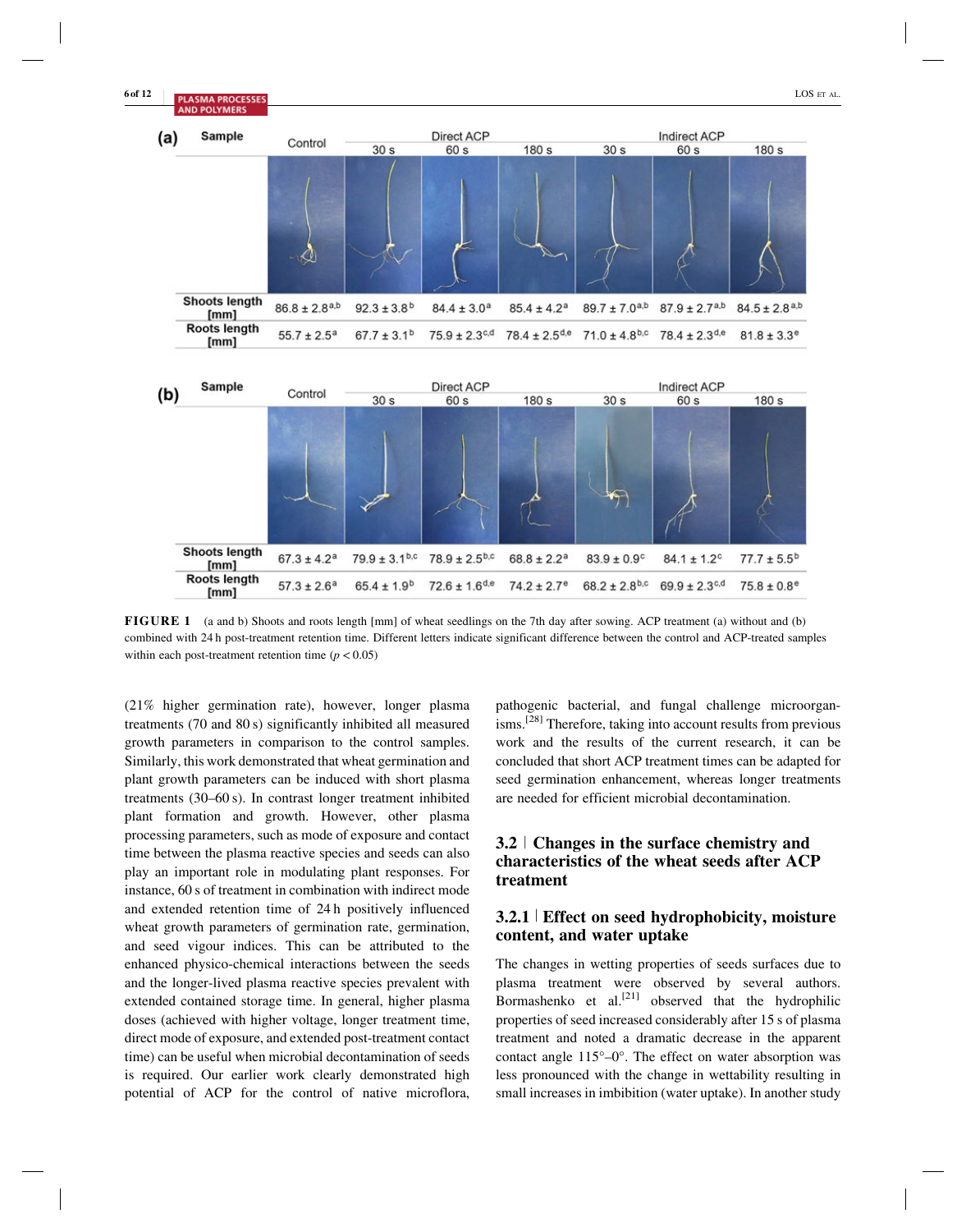| (a) Sample | Control | Direct ACP 30 s | Direct ACP 60 s | Direct ACP 180 s | Indirect ACP 30 s | Indirect ACP 60 s | Indirect ACP 180 s |
|---|---|---|---|---|---|---|---|
| Shoots length [mm] | 86.8 ± 2.8$^{a,b}$ | 92.3 ± 3.8$^{b}$ | 84.4 ± 3.0$^{a}$ | 85.4 ± 4.2$^{a}$ | 89.7 ± 7.0$^{a,b}$ | 87.9 ± 2.7$^{a,b}$ | 84.5 ± 2.8$^{a,b}$ |
| Roots length [mm] | 55.7 ± 2.5$^{a}$ | 67.7 ± 3.1$^{b}$ | 75.9 ± 2.3$^{c,d}$ | 78.4 ± 2.5$^{d,e}$ | 71.0 ± 4.8$^{b,c}$ | 78.4 ± 2.3$^{d,e}$ | 81.8 ± 3.3$^{e}$ |

| (b) Sample | Control | Direct ACP 30 s | Direct ACP 60 s | Direct ACP 180 s | Indirect ACP 30 s | Indirect ACP 60 s | Indirect ACP 180 s |
|---|---|---|---|---|---|---|---|
| Shoots length [mm] | 67.3 ± 4.2$^{a}$ | 79.9 ± 3.1$^{b,c}$ | 78.9 ± 2.5$^{b,c}$ | 68.8 ± 2.2$^{a}$ | 83.9 ± 0.9$^{c}$ | 84.1 ± 1.2$^{c}$ | 77.7 ± 5.5$^{b}$ |
| Roots length [mm] | 57.3 ± 2.6$^{a}$ | 65.4 ± 1.9$^{b}$ | 72.6 ± 1.6$^{d,e}$ | 74.2 ± 2.7$^{e}$ | 68.2 ± 2.8$^{b,c}$ | 69.9 ± 2.3$^{c,d}$ | 75.8 ± 0.8$^{e}$ |

**FIGURE 1** (a and b) Shoots and roots length [mm] of wheat seedlings on the 7th day after sowing. ACP treatment (a) without and (b) combined with 24 h post-treatment retention time. Different letters indicate significant difference between the control and ACP-treated samples within each post-treatment retention time ($p < 0.05$)

(21% higher germination rate), however, longer plasma treatments (70 and 80 s) significantly inhibited all measured growth parameters in comparison to the control samples. Similarly, this work demonstrated that wheat germination and plant growth parameters can be induced with short plasma treatments (30–60 s). In contrast longer treatment inhibited plant formation and growth. However, other plasma processing parameters, such as mode of exposure and contact time between the plasma reactive species and seeds can also play an important role in modulating plant responses. For instance, 60 s of treatment in combination with indirect mode and extended retention time of 24 h positively influenced wheat growth parameters of germination rate, germination, and seed vigour indices. This can be attributed to the enhanced physico-chemical interactions between the seeds and the longer-lived plasma reactive species prevalent with extended contained storage time. In general, higher plasma doses (achieved with higher voltage, longer treatment time, direct mode of exposure, and extended post-treatment contact time) can be useful when microbial decontamination of seeds is required. Our earlier work clearly demonstrated high potential of ACP for the control of native microflora, pathogenic bacterial, and fungal challenge microorganisms.[28] Therefore, taking into account results from previous work and the results of the current research, it can be concluded that short ACP treatment times can be adapted for seed germination enhancement, whereas longer treatments are needed for efficient microbial decontamination.

## 3.2 | Changes in the surface chemistry and characteristics of the wheat seeds after ACP treatment

### 3.2.1 | Effect on seed hydrophobicity, moisture content, and water uptake

The changes in wetting properties of seeds surfaces due to plasma treatment were observed by several authors. Bormashenko et al.[21] observed that the hydrophilic properties of seed increased considerably after 15 s of plasma treatment and noted a dramatic decrease in the apparent contact angle 115°–0°. The effect on water absorption was less pronounced with the change in wettability resulting in small increases in imbibition (water uptake). In another study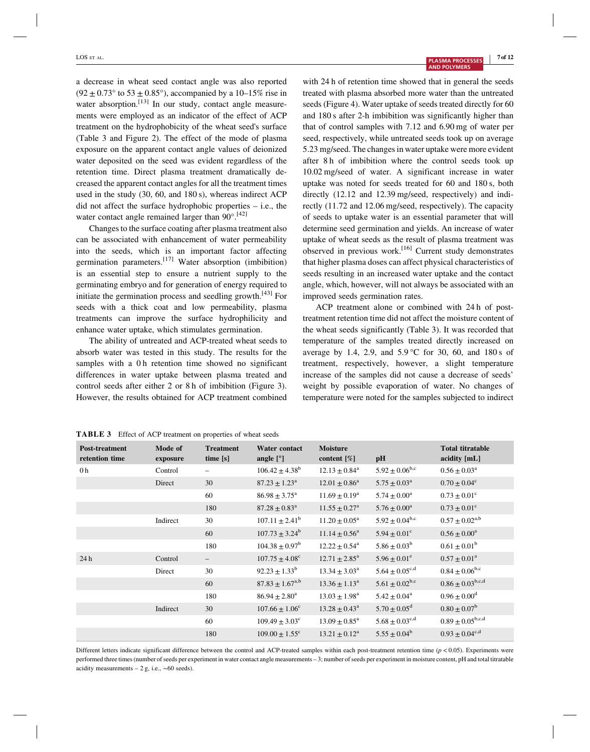a decrease in wheat seed contact angle was also reported ($92 \pm 0.73°$ to $53 \pm 0.85°$), accompanied by a 10–15% rise in water absorption.[13] In our study, contact angle measurements were employed as an indicator of the effect of ACP treatment on the hydrophobicity of the wheat seed's surface (Table 3 and Figure 2). The effect of the mode of plasma exposure on the apparent contact angle values of deionized water deposited on the seed was evident regardless of the retention time. Direct plasma treatment dramatically decreased the apparent contact angles for all the treatment times used in the study (30, 60, and 180 s), whereas indirect ACP did not affect the surface hydrophobic properties – i.e., the water contact angle remained larger than 90°.[42]

Changes to the surface coating after plasma treatment also can be associated with enhancement of water permeability into the seeds, which is an important factor affecting germination parameters.[17] Water absorption (imbibition) is an essential step to ensure a nutrient supply to the germinating embryo and for generation of energy required to initiate the germination process and seedling growth.[43] For seeds with a thick coat and low permeability, plasma treatments can improve the surface hydrophilicity and enhance water uptake, which stimulates germination.

The ability of untreated and ACP-treated wheat seeds to absorb water was tested in this study. The results for the samples with a 0 h retention time showed no significant differences in water uptake between plasma treated and control seeds after either 2 or 8 h of imbibition (Figure 3). However, the results obtained for ACP treatment combined with 24 h of retention time showed that in general the seeds treated with plasma absorbed more water than the untreated seeds (Figure 4). Water uptake of seeds treated directly for 60 and 180 s after 2-h imbibition was significantly higher than that of control samples with 7.12 and 6.90 mg of water per seed, respectively, while untreated seeds took up on average 5.23 mg/seed. The changes in water uptake were more evident after 8 h of imbibition where the control seeds took up 10.02 mg/seed of water. A significant increase in water uptake was noted for seeds treated for 60 and 180 s, both directly (12.12 and 12.39 mg/seed, respectively) and indirectly (11.72 and 12.06 mg/seed, respectively). The capacity of seeds to uptake water is an essential parameter that will determine seed germination and yields. An increase of water uptake of wheat seeds as the result of plasma treatment was observed in previous work.[16] Current study demonstrates that higher plasma doses can affect physical characteristics of seeds resulting in an increased water uptake and the contact angle, which, however, will not always be associated with an improved seeds germination rates.

ACP treatment alone or combined with 24 h of post-treatment retention time did not affect the moisture content of the wheat seeds significantly (Table 3). It was recorded that temperature of the samples treated directly increased on average by 1.4, 2.9, and 5.9 °C for 30, 60, and 180 s of treatment, respectively, however, a slight temperature increase of the samples did not cause a decrease of seeds' weight by possible evaporation of water. No changes of temperature were noted for the samples subjected to indirect

**TABLE 3** Effect of ACP treatment on properties of wheat seeds

| Post-treatment retention time | Mode of exposure | Treatment time [s] | Water contact angle [°] | Moisture content [%] | pH | Total titratable acidity [mL] |
|---|---|---|---|---|---|---|
| 0 h | Control | – | $106.42 \pm 4.38^{b}$ | $12.13 \pm 0.84^{a}$ | $5.92 \pm 0.06^{b,c}$ | $0.56 \pm 0.03^{a}$ |
| | Direct | 30 | $87.23 \pm 1.23^{a}$ | $12.01 \pm 0.86^{a}$ | $5.75 \pm 0.03^{a}$ | $0.70 \pm 0.04^{c}$ |
| | | 60 | $86.98 \pm 3.75^{a}$ | $11.69 \pm 0.19^{a}$ | $5.74 \pm 0.00^{a}$ | $0.73 \pm 0.01^{c}$ |
| | | 180 | $87.28 \pm 0.83^{a}$ | $11.55 \pm 0.27^{a}$ | $5.76 \pm 0.00^{a}$ | $0.73 \pm 0.01^{c}$ |
| | Indirect | 30 | $107.11 \pm 2.41^{b}$ | $11.20 \pm 0.05^{a}$ | $5.92 \pm 0.04^{b,c}$ | $0.57 \pm 0.02^{a,b}$ |
| | | 60 | $107.73 \pm 3.24^{b}$ | $11.14 \pm 0.56^{a}$ | $5.94 \pm 0.01^{c}$ | $0.56 \pm 0.00^{a}$ |
| | | 180 | $104.38 \pm 0.97^{b}$ | $12.22 \pm 0.54^{a}$ | $5.86 \pm 0.03^{b}$ | $0.61 \pm 0.01^{b}$ |
| 24 h | Control | – | $107.75 \pm 4.08^{c}$ | $12.71 \pm 2.85^{a}$ | $5.96 \pm 0.01^{e}$ | $0.57 \pm 0.01^{a}$ |
| | Direct | 30 | $92.23 \pm 1.33^{b}$ | $13.34 \pm 3.03^{a}$ | $5.64 \pm 0.05^{c,d}$ | $0.84 \pm 0.06^{b,c}$ |
| | | 60 | $87.83 \pm 1.67^{a,b}$ | $13.36 \pm 1.13^{a}$ | $5.61 \pm 0.02^{b,c}$ | $0.86 \pm 0.03^{b,c,d}$ |
| | | 180 | $86.94 \pm 2.80^{a}$ | $13.03 \pm 1.98^{a}$ | $5.42 \pm 0.04^{a}$ | $0.96 \pm 0.00^{d}$ |
| | Indirect | 30 | $107.66 \pm 1.06^{c}$ | $13.28 \pm 0.43^{a}$ | $5.70 \pm 0.05^{d}$ | $0.80 \pm 0.07^{b}$ |
| | | 60 | $109.49 \pm 3.03^{c}$ | $13.09 \pm 0.85^{a}$ | $5.68 \pm 0.03^{c,d}$ | $0.89 \pm 0.05^{b,c,d}$ |
| | | 180 | $109.00 \pm 1.55^{c}$ | $13.21 \pm 0.12^{a}$ | $5.55 \pm 0.04^{b}$ | $0.93 \pm 0.04^{c,d}$ |

Different letters indicate significant difference between the control and ACP-treated samples within each post-treatment retention time ($p < 0.05$). Experiments were performed three times (number of seeds per experiment in water contact angle measurements – 3; number of seeds per experiment in moisture content, pH and total titratable acidity measurements – 2 g, i.e., ~60 seeds).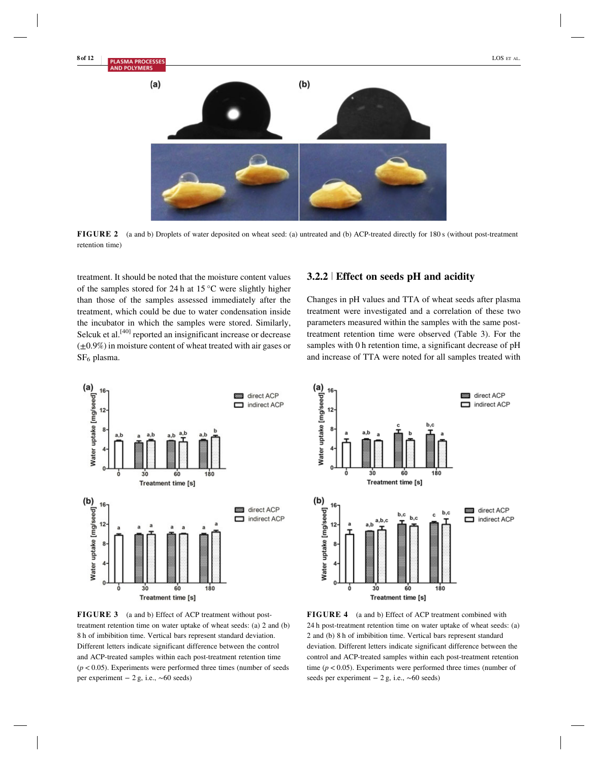FIGURE 2 (a and b) Droplets of water deposited on wheat seed: (a) untreated and (b) ACP-treated directly for 180 s (without post-treatment retention time)

treatment. It should be noted that the moisture content values of the samples stored for 24 h at 15 °C were slightly higher than those of the samples assessed immediately after the treatment, which could be due to water condensation inside the incubator in which the samples were stored. Similarly, Selcuk et al.[40] reported an insignificant increase or decrease (±0.9%) in moisture content of wheat treated with air gases or $SF_6$ plasma.

### 3.2.2 | Effect on seeds pH and acidity

Changes in pH values and TTA of wheat seeds after plasma treatment were investigated and a correlation of these two parameters measured within the samples with the same post-treatment retention time were observed (Table 3). For the samples with 0 h retention time, a significant decrease of pH and increase of TTA were noted for all samples treated with

FIGURE 3 (a and b) Effect of ACP treatment without post-treatment retention time on water uptake of wheat seeds: (a) 2 and (b) 8 h of imbibition time. Vertical bars represent standard deviation. Different letters indicate significant difference between the control and ACP-treated samples within each post-treatment retention time ($p < 0.05$). Experiments were performed three times (number of seeds per experiment – 2 g, i.e., ∼60 seeds)

FIGURE 4 (a and b) Effect of ACP treatment combined with 24 h post-treatment retention time on water uptake of wheat seeds: (a) 2 and (b) 8 h of imbibition time. Vertical bars represent standard deviation. Different letters indicate significant difference between the control and ACP-treated samples within each post-treatment retention time ($p < 0.05$). Experiments were performed three times (number of seeds per experiment – 2 g, i.e., ∼60 seeds)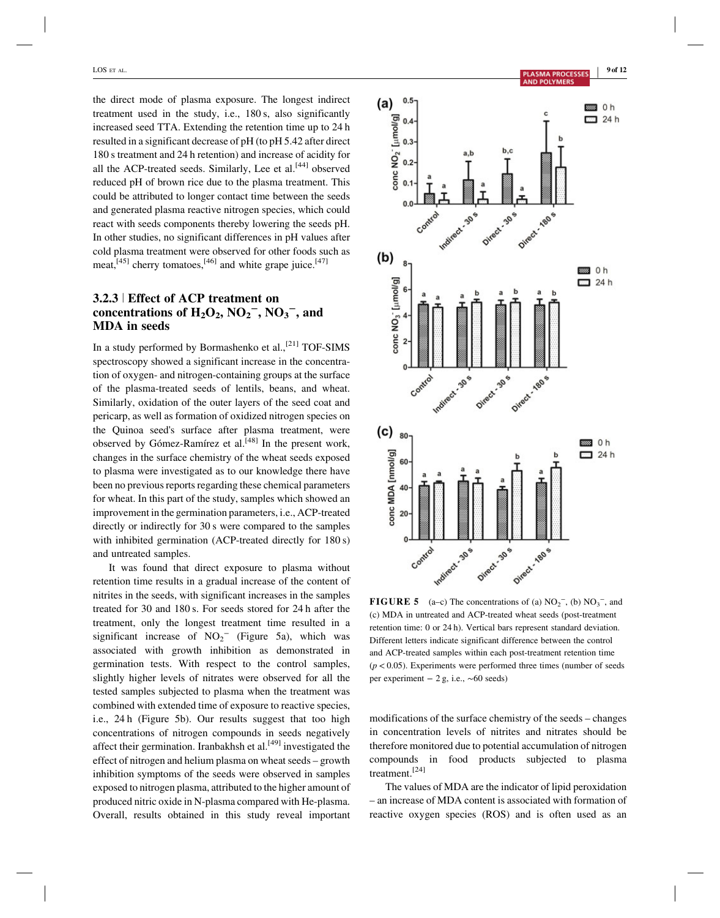the direct mode of plasma exposure. The longest indirect treatment used in the study, i.e., 180 s, also significantly increased seed TTA. Extending the retention time up to 24 h resulted in a significant decrease of pH (to pH 5.42 after direct 180 s treatment and 24 h retention) and increase of acidity for all the ACP-treated seeds. Similarly, Lee et al.[44] observed reduced pH of brown rice due to the plasma treatment. This could be attributed to longer contact time between the seeds and generated plasma reactive nitrogen species, which could react with seeds components thereby lowering the seeds pH. In other studies, no significant differences in pH values after cold plasma treatment were observed for other foods such as meat,[45] cherry tomatoes,[46] and white grape juice.[47]

### 3.2.3 | Effect of ACP treatment on concentrations of $H_2O_2$, $NO_2^-$, $NO_3^-$, and MDA in seeds

In a study performed by Bormashenko et al.,[21] TOF-SIMS spectroscopy showed a significant increase in the concentration of oxygen- and nitrogen-containing groups at the surface of the plasma-treated seeds of lentils, beans, and wheat. Similarly, oxidation of the outer layers of the seed coat and pericarp, as well as formation of oxidized nitrogen species on the Quinoa seed's surface after plasma treatment, were observed by Gómez-Ramírez et al.[48] In the present work, changes in the surface chemistry of the wheat seeds exposed to plasma were investigated as to our knowledge there have been no previous reports regarding these chemical parameters for wheat. In this part of the study, samples which showed an improvement in the germination parameters, i.e., ACP-treated directly or indirectly for 30 s were compared to the samples with inhibited germination (ACP-treated directly for 180 s) and untreated samples.

It was found that direct exposure to plasma without retention time results in a gradual increase of the content of nitrites in the seeds, with significant increases in the samples treated for 30 and 180 s. For seeds stored for 24 h after the treatment, only the longest treatment time resulted in a significant increase of $NO_2^-$ (Figure 5a), which was associated with growth inhibition as demonstrated in germination tests. With respect to the control samples, slightly higher levels of nitrates were observed for all the tested samples subjected to plasma when the treatment was combined with extended time of exposure to reactive species, i.e., 24 h (Figure 5b). Our results suggest that too high concentrations of nitrogen compounds in seeds negatively affect their germination. Iranbakhsh et al.[49] investigated the effect of nitrogen and helium plasma on wheat seeds – growth inhibition symptoms of the seeds were observed in samples exposed to nitrogen plasma, attributed to the higher amount of produced nitric oxide in N-plasma compared with He-plasma. Overall, results obtained in this study reveal important modifications of the surface chemistry of the seeds – changes in concentration levels of nitrites and nitrates should be therefore monitored due to potential accumulation of nitrogen compounds in food products subjected to plasma treatment.[24]

**FIGURE 5** (a–c) The concentrations of (a) $NO_2^-$, (b) $NO_3^-$, and (c) MDA in untreated and ACP-treated wheat seeds (post-treatment retention time: 0 or 24 h). Vertical bars represent standard deviation. Different letters indicate significant difference between the control and ACP-treated samples within each post-treatment retention time ($p < 0.05$). Experiments were performed three times (number of seeds per experiment – 2 g, i.e., ~60 seeds)

The values of MDA are the indicator of lipid peroxidation – an increase of MDA content is associated with formation of reactive oxygen species (ROS) and is often used as an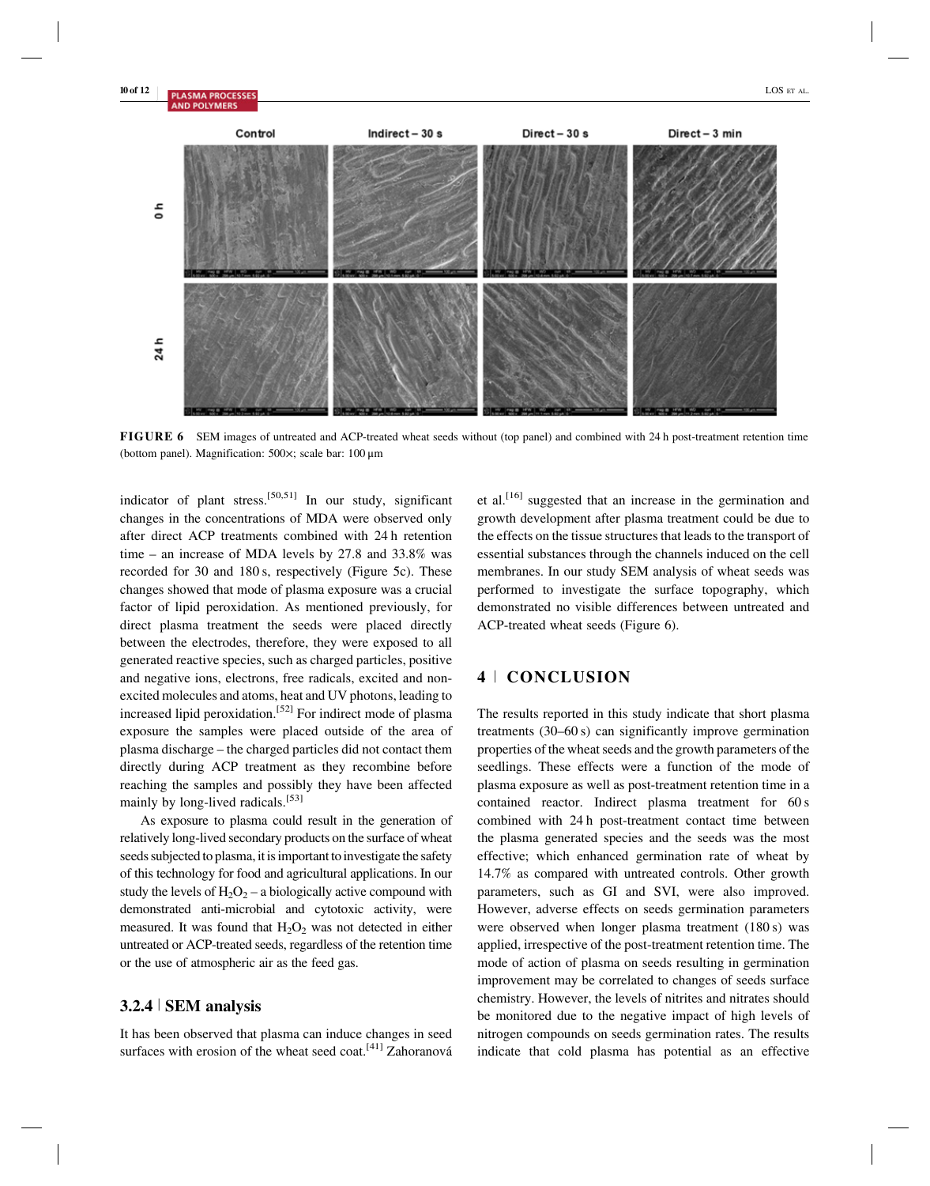FIGURE 6 SEM images of untreated and ACP-treated wheat seeds without (top panel) and combined with 24 h post-treatment retention time (bottom panel). Magnification: 500×; scale bar: 100 µm

indicator of plant stress.[50,51] In our study, significant changes in the concentrations of MDA were observed only after direct ACP treatments combined with 24 h retention time – an increase of MDA levels by 27.8 and 33.8% was recorded for 30 and 180 s, respectively (Figure 5c). These changes showed that mode of plasma exposure was a crucial factor of lipid peroxidation. As mentioned previously, for direct plasma treatment the seeds were placed directly between the electrodes, therefore, they were exposed to all generated reactive species, such as charged particles, positive and negative ions, electrons, free radicals, excited and non-excited molecules and atoms, heat and UV photons, leading to increased lipid peroxidation.[52] For indirect mode of plasma exposure the samples were placed outside of the area of plasma discharge – the charged particles did not contact them directly during ACP treatment as they recombine before reaching the samples and possibly they have been affected mainly by long-lived radicals.[53]

As exposure to plasma could result in the generation of relatively long-lived secondary products on the surface of wheat seeds subjected to plasma, it is important to investigate the safety of this technology for food and agricultural applications. In our study the levels of $H_2O_2$ – a biologically active compound with demonstrated anti-microbial and cytotoxic activity, were measured. It was found that $H_2O_2$ was not detected in either untreated or ACP-treated seeds, regardless of the retention time or the use of atmospheric air as the feed gas.

### 3.2.4 | SEM analysis

It has been observed that plasma can induce changes in seed surfaces with erosion of the wheat seed coat.[41] Zahoranová et al.[16] suggested that an increase in the germination and growth development after plasma treatment could be due to the effects on the tissue structures that leads to the transport of essential substances through the channels induced on the cell membranes. In our study SEM analysis of wheat seeds was performed to investigate the surface topography, which demonstrated no visible differences between untreated and ACP-treated wheat seeds (Figure 6).

## 4 | CONCLUSION

The results reported in this study indicate that short plasma treatments (30–60 s) can significantly improve germination properties of the wheat seeds and the growth parameters of the seedlings. These effects were a function of the mode of plasma exposure as well as post-treatment retention time in a contained reactor. Indirect plasma treatment for 60 s combined with 24 h post-treatment contact time between the plasma generated species and the seeds was the most effective; which enhanced germination rate of wheat by 14.7% as compared with untreated controls. Other growth parameters, such as GI and SVI, were also improved. However, adverse effects on seeds germination parameters were observed when longer plasma treatment (180 s) was applied, irrespective of the post-treatment retention time. The mode of action of plasma on seeds resulting in germination improvement may be correlated to changes of seeds surface chemistry. However, the levels of nitrites and nitrates should be monitored due to the negative impact of high levels of nitrogen compounds on seeds germination rates. The results indicate that cold plasma has potential as an effective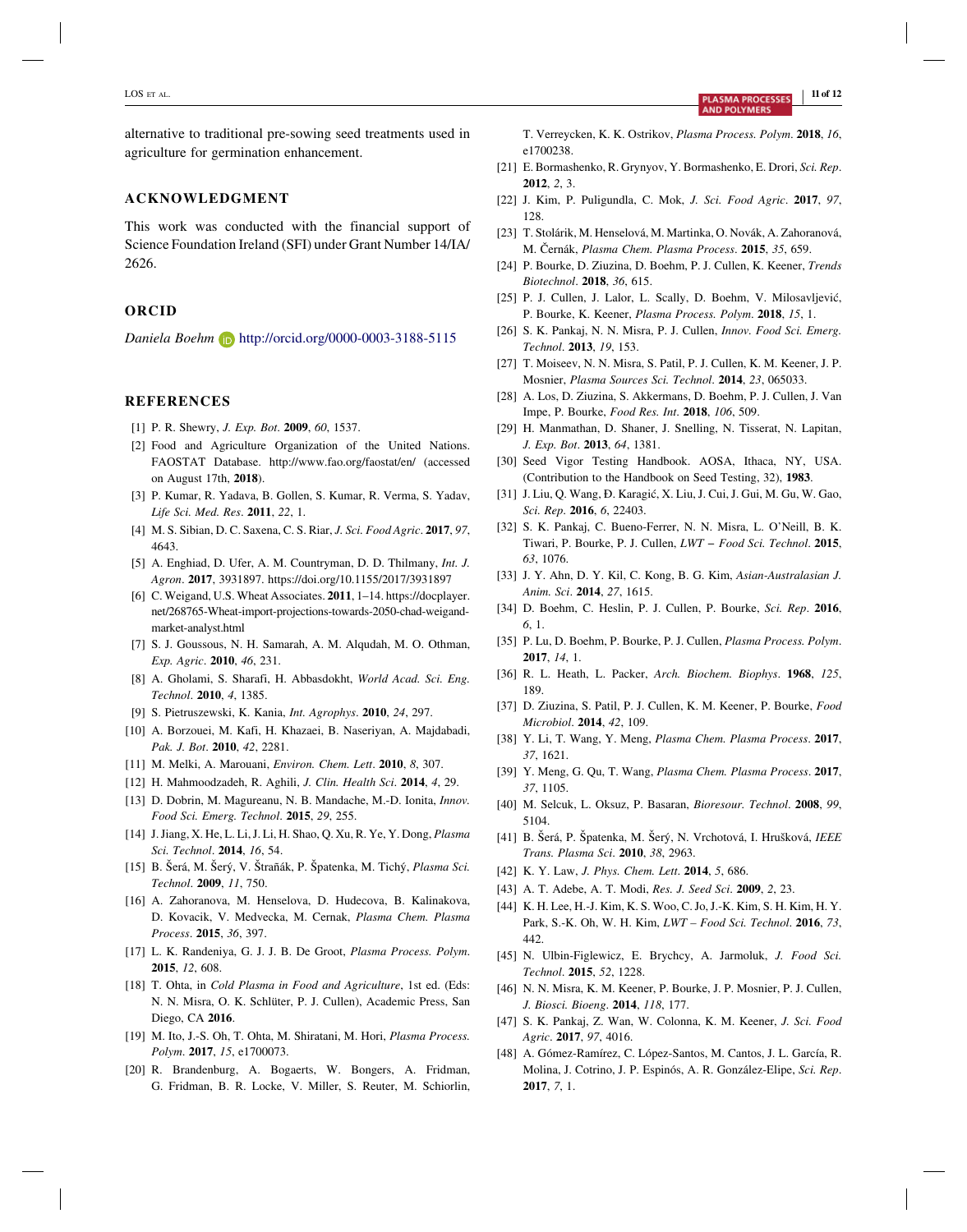alternative to traditional pre-sowing seed treatments used in agriculture for germination enhancement.

## ACKNOWLEDGMENT

This work was conducted with the financial support of Science Foundation Ireland (SFI) under Grant Number 14/IA/2626.

## ORCID

*Daniela Boehm* http://orcid.org/0000-0003-3188-5115

## REFERENCES

[1] P. R. Shewry, *J. Exp. Bot*. **2009**, *60*, 1537.

[2] Food and Agriculture Organization of the United Nations. FAOSTAT Database. http://www.fao.org/faostat/en/ (accessed on August 17th, **2018**).

[3] P. Kumar, R. Yadava, B. Gollen, S. Kumar, R. Verma, S. Yadav, *Life Sci. Med. Res*. **2011**, *22*, 1.

[4] M. S. Sibian, D. C. Saxena, C. S. Riar, *J. Sci. Food Agric*. **2017**, *97*, 4643.

[5] A. Enghiad, D. Ufer, A. M. Countryman, D. D. Thilmany, *Int. J. Agron*. **2017**, 3931897. https://doi.org/10.1155/2017/3931897

[6] C. Weigand, U.S. Wheat Associates. **2011**, 1–14. https://docplayer.net/268765-Wheat-import-projections-towards-2050-chad-weigand-market-analyst.html

[7] S. J. Goussous, N. H. Samarah, A. M. Alqudah, M. O. Othman, *Exp. Agric*. **2010**, *46*, 231.

[8] A. Gholami, S. Sharafi, H. Abbasdokht, *World Acad. Sci. Eng. Technol*. **2010**, *4*, 1385.

[9] S. Pietruszewski, K. Kania, *Int. Agrophys*. **2010**, *24*, 297.

[10] A. Borzouei, M. Kafi, H. Khazaei, B. Naseriyan, A. Majdabadi, *Pak. J. Bot*. **2010**, *42*, 2281.

[11] M. Melki, A. Marouani, *Environ. Chem. Lett*. **2010**, *8*, 307.

[12] H. Mahmoodzadeh, R. Aghili, *J. Clin. Health Sci*. **2014**, *4*, 29.

[13] D. Dobrin, M. Magureanu, N. B. Mandache, M.-D. Ionita, *Innov. Food Sci. Emerg. Technol*. **2015**, *29*, 255.

[14] J. Jiang, X. He, L. Li, J. Li, H. Shao, Q. Xu, R. Ye, Y. Dong, *Plasma Sci. Technol*. **2014**, *16*, 54.

[15] B. Šerá, M. Šerý, V. Štraňák, P. Špatenka, M. Tichý, *Plasma Sci. Technol*. **2009**, *11*, 750.

[16] A. Zahoranova, M. Henselova, D. Hudecova, B. Kalinakova, D. Kovacik, V. Medvecka, M. Cernak, *Plasma Chem. Plasma Process*. **2015**, *36*, 397.

[17] L. K. Randeniya, G. J. J. B. De Groot, *Plasma Process. Polym*. **2015**, *12*, 608.

[18] T. Ohta, in *Cold Plasma in Food and Agriculture*, 1st ed. (Eds: N. N. Misra, O. K. Schlüter, P. J. Cullen), Academic Press, San Diego, CA **2016**.

[19] M. Ito, J.-S. Oh, T. Ohta, M. Shiratani, M. Hori, *Plasma Process. Polym*. **2017**, *15*, e1700073.

[20] R. Brandenburg, A. Bogaerts, W. Bongers, A. Fridman, G. Fridman, B. R. Locke, V. Miller, S. Reuter, M. Schiorlin, T. Verreycken, K. K. Ostrikov, *Plasma Process. Polym*. **2018**, *16*, e1700238.

[21] E. Bormashenko, R. Grynyov, Y. Bormashenko, E. Drori, *Sci. Rep*. **2012**, *2*, 3.

[22] J. Kim, P. Puligundla, C. Mok, *J. Sci. Food Agric*. **2017**, *97*, 128.

[23] T. Stolárik, M. Henselová, M. Martinka, O. Novák, A. Zahoranová, M. Černák, *Plasma Chem. Plasma Process*. **2015**, *35*, 659.

[24] P. Bourke, D. Ziuzina, D. Boehm, P. J. Cullen, K. Keener, *Trends Biotechnol*. **2018**, *36*, 615.

[25] P. J. Cullen, J. Lalor, L. Scally, D. Boehm, V. Milosavljević, P. Bourke, K. Keener, *Plasma Process. Polym*. **2018**, *15*, 1.

[26] S. K. Pankaj, N. N. Misra, P. J. Cullen, *Innov. Food Sci. Emerg. Technol*. **2013**, *19*, 153.

[27] T. Moiseev, N. N. Misra, S. Patil, P. J. Cullen, K. M. Keener, J. P. Mosnier, *Plasma Sources Sci. Technol*. **2014**, *23*, 065033.

[28] A. Los, D. Ziuzina, S. Akkermans, D. Boehm, P. J. Cullen, J. Van Impe, P. Bourke, *Food Res. Int*. **2018**, *106*, 509.

[29] H. Manmathan, D. Shaner, J. Snelling, N. Tisserat, N. Lapitan, *J. Exp. Bot*. **2013**, *64*, 1381.

[30] Seed Vigor Testing Handbook. AOSA, Ithaca, NY, USA. (Contribution to the Handbook on Seed Testing, 32), **1983**.

[31] J. Liu, Q. Wang, Đ. Karagić, X. Liu, J. Cui, J. Gui, M. Gu, W. Gao, *Sci. Rep*. **2016**, *6*, 22403.

[32] S. K. Pankaj, C. Bueno-Ferrer, N. N. Misra, L. O'Neill, B. K. Tiwari, P. Bourke, P. J. Cullen, *LWT – Food Sci. Technol*. **2015**, *63*, 1076.

[33] J. Y. Ahn, D. Y. Kil, C. Kong, B. G. Kim, *Asian-Australasian J. Anim. Sci*. **2014**, *27*, 1615.

[34] D. Boehm, C. Heslin, P. J. Cullen, P. Bourke, *Sci. Rep*. **2016**, *6*, 1.

[35] P. Lu, D. Boehm, P. Bourke, P. J. Cullen, *Plasma Process. Polym*. **2017**, *14*, 1.

[36] R. L. Heath, L. Packer, *Arch. Biochem. Biophys*. **1968**, *125*, 189.

[37] D. Ziuzina, S. Patil, P. J. Cullen, K. M. Keener, P. Bourke, *Food Microbiol*. **2014**, *42*, 109.

[38] Y. Li, T. Wang, Y. Meng, *Plasma Chem. Plasma Process*. **2017**, *37*, 1621.

[39] Y. Meng, G. Qu, T. Wang, *Plasma Chem. Plasma Process*. **2017**, *37*, 1105.

[40] M. Selcuk, L. Oksuz, P. Basaran, *Bioresour. Technol*. **2008**, *99*, 5104.

[41] B. Šerá, P. Špatenka, M. Šerý, N. Vrchotová, I. Hrušková, *IEEE Trans. Plasma Sci*. **2010**, *38*, 2963.

[42] K. Y. Law, *J. Phys. Chem. Lett*. **2014**, *5*, 686.

[43] A. T. Adebe, A. T. Modi, *Res. J. Seed Sci*. **2009**, *2*, 23.

[44] K. H. Lee, H.-J. Kim, K. S. Woo, C. Jo, J.-K. Kim, S. H. Kim, H. Y. Park, S.-K. Oh, W. H. Kim, *LWT – Food Sci. Technol*. **2016**, *73*, 442.

[45] N. Ulbin-Figlewicz, E. Brychcy, A. Jarmoluk, *J. Food Sci. Technol*. **2015**, *52*, 1228.

[46] N. N. Misra, K. M. Keener, P. Bourke, J. P. Mosnier, P. J. Cullen, *J. Biosci. Bioeng*. **2014**, *118*, 177.

[47] S. K. Pankaj, Z. Wan, W. Colonna, K. M. Keener, *J. Sci. Food Agric*. **2017**, *97*, 4016.

[48] A. Gómez-Ramírez, C. López-Santos, M. Cantos, J. L. García, R. Molina, J. Cotrino, J. P. Espinós, A. R. González-Elipe, *Sci. Rep*. **2017**, *7*, 1.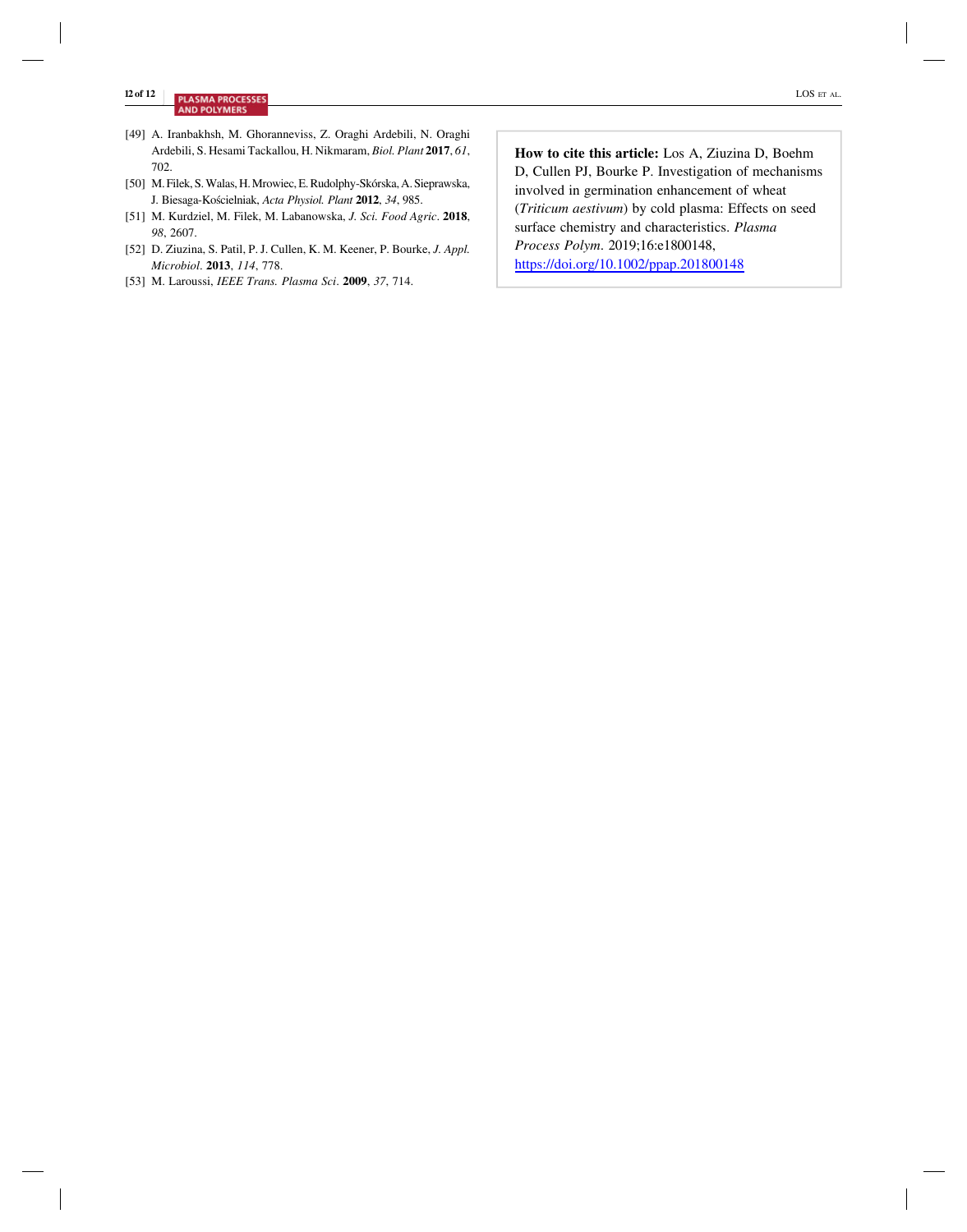[49] A. Iranbakhsh, M. Ghoranneviss, Z. Oraghi Ardebili, N. Oraghi Ardebili, S. Hesami Tackallou, H. Nikmaram, *Biol. Plant* **2017**, *61*, 702.

[50] M. Filek, S. Walas, H. Mrowiec, E. Rudolphy-Skórska, A. Sieprawska, J. Biesaga-Kościelniak, *Acta Physiol. Plant* **2012**, *34*, 985.

[51] M. Kurdziel, M. Filek, M. Labanowska, *J. Sci. Food Agric.* **2018**, *98*, 2607.

[52] D. Ziuzina, S. Patil, P. J. Cullen, K. M. Keener, P. Bourke, *J. Appl. Microbiol.* **2013**, *114*, 778.

[53] M. Laroussi, *IEEE Trans. Plasma Sci.* **2009**, *37*, 714.

**How to cite this article:** Los A, Ziuzina D, Boehm D, Cullen PJ, Bourke P. Investigation of mechanisms involved in germination enhancement of wheat (*Triticum aestivum*) by cold plasma: Effects on seed surface chemistry and characteristics. *Plasma Process Polym*. 2019;16:e1800148, https://doi.org/10.1002/ppap.201800148